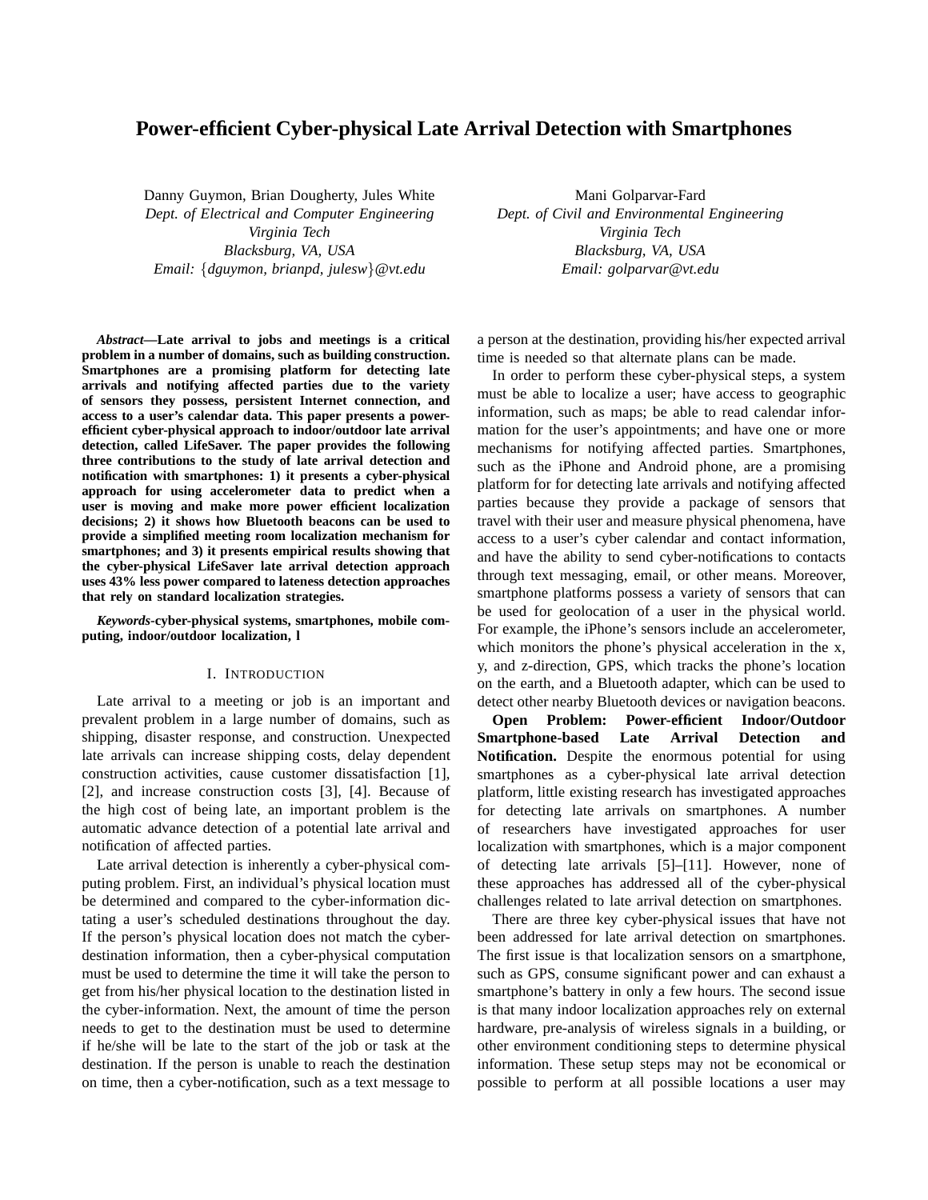# Power-efficient Cyber-physical Late Arrival Detection with Smartphones

Danny Guymon, Brian Dougherty, Jules White
*Dept. of Electrical and Computer Engineering*
*Virginia Tech*
*Blacksburg, VA, USA*
*Email: {dguymon, brianpd, julesw}@vt.edu*

Mani Golparvar-Fard
*Dept. of Civil and Environmental Engineering*
*Virginia Tech*
*Blacksburg, VA, USA*
*Email: golparvar@vt.edu*

***Abstract*—Late arrival to jobs and meetings is a critical problem in a number of domains, such as building construction. Smartphones are a promising platform for detecting late arrivals and notifying affected parties due to the variety of sensors they possess, persistent Internet connection, and access to a user's calendar data. This paper presents a power-efficient cyber-physical approach to indoor/outdoor late arrival detection, called LifeSaver. The paper provides the following three contributions to the study of late arrival detection and notification with smartphones: 1) it presents a cyber-physical approach for using accelerometer data to predict when a user is moving and make more power efficient localization decisions; 2) it shows how Bluetooth beacons can be used to provide a simplified meeting room localization mechanism for smartphones; and 3) it presents empirical results showing that the cyber-physical LifeSaver late arrival detection approach uses 43% less power compared to lateness detection approaches that rely on standard localization strategies.**

***Keywords*-cyber-physical systems, smartphones, mobile computing, indoor/outdoor localization, l**

## I. Introduction

Late arrival to a meeting or job is an important and prevalent problem in a large number of domains, such as shipping, disaster response, and construction. Unexpected late arrivals can increase shipping costs, delay dependent construction activities, cause customer dissatisfaction [1], [2], and increase construction costs [3], [4]. Because of the high cost of being late, an important problem is the automatic advance detection of a potential late arrival and notification of affected parties.

Late arrival detection is inherently a cyber-physical computing problem. First, an individual's physical location must be determined and compared to the cyber-information dictating a user's scheduled destinations throughout the day. If the person's physical location does not match the cyber-destination information, then a cyber-physical computation must be used to determine the time it will take the person to get from his/her physical location to the destination listed in the cyber-information. Next, the amount of time the person needs to get to the destination must be used to determine if he/she will be late to the start of the job or task at the destination. If the person is unable to reach the destination on time, then a cyber-notification, such as a text message to a person at the destination, providing his/her expected arrival time is needed so that alternate plans can be made.

In order to perform these cyber-physical steps, a system must be able to localize a user; have access to geographic information, such as maps; be able to read calendar information for the user's appointments; and have one or more mechanisms for notifying affected parties. Smartphones, such as the iPhone and Android phone, are a promising platform for for detecting late arrivals and notifying affected parties because they provide a package of sensors that travel with their user and measure physical phenomena, have access to a user's cyber calendar and contact information, and have the ability to send cyber-notifications to contacts through text messaging, email, or other means. Moreover, smartphone platforms possess a variety of sensors that can be used for geolocation of a user in the physical world. For example, the iPhone's sensors include an accelerometer, which monitors the phone's physical acceleration in the x, y, and z-direction, GPS, which tracks the phone's location on the earth, and a Bluetooth adapter, which can be used to detect other nearby Bluetooth devices or navigation beacons.

**Open Problem: Power-efficient Indoor/Outdoor Smartphone-based Late Arrival Detection and Notification.** Despite the enormous potential for using smartphones as a cyber-physical late arrival detection platform, little existing research has investigated approaches for detecting late arrivals on smartphones. A number of researchers have investigated approaches for user localization with smartphones, which is a major component of detecting late arrivals [5]–[11]. However, none of these approaches has addressed all of the cyber-physical challenges related to late arrival detection on smartphones.

There are three key cyber-physical issues that have not been addressed for late arrival detection on smartphones. The first issue is that localization sensors on a smartphone, such as GPS, consume significant power and can exhaust a smartphone's battery in only a few hours. The second issue is that many indoor localization approaches rely on external hardware, pre-analysis of wireless signals in a building, or other environment conditioning steps to determine physical information. These setup steps may not be economical or possible to perform at all possible locations a user may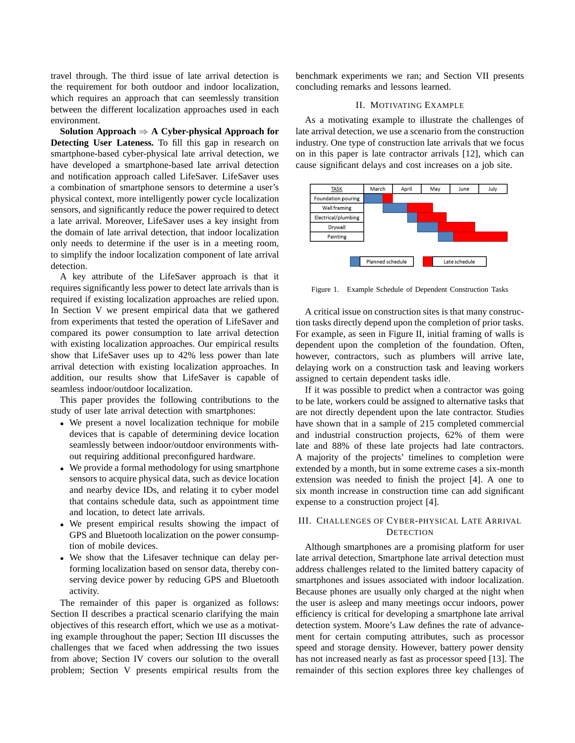travel through. The third issue of late arrival detection is the requirement for both outdoor and indoor localization, which requires an approach that can seemlessly transition between the different localization approaches used in each environment.

**Solution Approach ⇒ A Cyber-physical Approach for Detecting User Lateness.** To fill this gap in research on smartphone-based cyber-physical late arrival detection, we have developed a smartphone-based late arrival detection and notification approach called LifeSaver. LifeSaver uses a combination of smartphone sensors to determine a user's physical context, more intelligently power cycle localization sensors, and significantly reduce the power required to detect a late arrival. Moreover, LifeSaver uses a key insight from the domain of late arrival detection, that indoor localization only needs to determine if the user is in a meeting room, to simplify the indoor localization component of late arrival detection.

A key attribute of the LifeSaver approach is that it requires significantly less power to detect late arrivals than is required if existing localization approaches are relied upon. In Section V we present empirical data that we gathered from experiments that tested the operation of LifeSaver and compared its power consumption to late arrival detection with existing localization approaches. Our empirical results show that LifeSaver uses up to 42% less power than late arrival detection with existing localization approaches. In addition, our results show that LifeSaver is capable of seamless indoor/outdoor localization.

This paper provides the following contributions to the study of user late arrival detection with smartphones:

- We present a novel localization technique for mobile devices that is capable of determining device location seamlessly between indoor/outdoor environments without requiring additional preconfigured hardware.
- We provide a formal methodology for using smartphone sensors to acquire physical data, such as device location and nearby device IDs, and relating it to cyber model that contains schedule data, such as appointment time and location, to detect late arrivals.
- We present empirical results showing the impact of GPS and Bluetooth localization on the power consumption of mobile devices.
- We show that the Lifesaver technique can delay performing localization based on sensor data, thereby conserving device power by reducing GPS and Bluetooth activity.

The remainder of this paper is organized as follows: Section II describes a practical scenario clarifying the main objectives of this research effort, which we use as a motivating example throughout the paper; Section III discusses the challenges that we faced when addressing the two issues from above; Section IV covers our solution to the overall problem; Section V presents empirical results from the benchmark experiments we ran; and Section VII presents concluding remarks and lessons learned.

## II. Motivating Example

As a motivating example to illustrate the challenges of late arrival detection, we use a scenario from the construction industry. One type of construction late arrivals that we focus on in this paper is late contractor arrivals [12], which can cause significant delays and cost increases on a job site.

TASK
March
April
May
June
July
Foundation pouring
Wall framing
Electrical/plumbing
Drywall
Painting
Planned schedule
Late schedule

Figure 1. Example Schedule of Dependent Construction Tasks

A critical issue on construction sites is that many construction tasks directly depend upon the completion of prior tasks. For example, as seen in Figure II, initial framing of walls is dependent upon the completion of the foundation. Often, however, contractors, such as plumbers will arrive late, delaying work on a construction task and leaving workers assigned to certain dependent tasks idle.

If it was possible to predict when a contractor was going to be late, workers could be assigned to alternative tasks that are not directly dependent upon the late contractor. Studies have shown that in a sample of 215 completed commercial and industrial construction projects, 62% of them were late and 88% of these late projects had late contractors. A majority of the projects' timelines to completion were extended by a month, but in some extreme cases a six-month extension was needed to finish the project [4]. A one to six month increase in construction time can add significant expense to a construction project [4].

## III. Challenges of Cyber-physical Late Arrival Detection

Although smartphones are a promising platform for user late arrival detection, Smartphone late arrival detection must address challenges related to the limited battery capacity of smartphones and issues associated with indoor localization. Because phones are usually only charged at the night when the user is asleep and many meetings occur indoors, power efficiency is critical for developing a smartphone late arrival detection system. Moore's Law defines the rate of advancement for certain computing attributes, such as processor speed and storage density. However, battery power density has not increased nearly as fast as processor speed [13]. The remainder of this section explores three key challenges of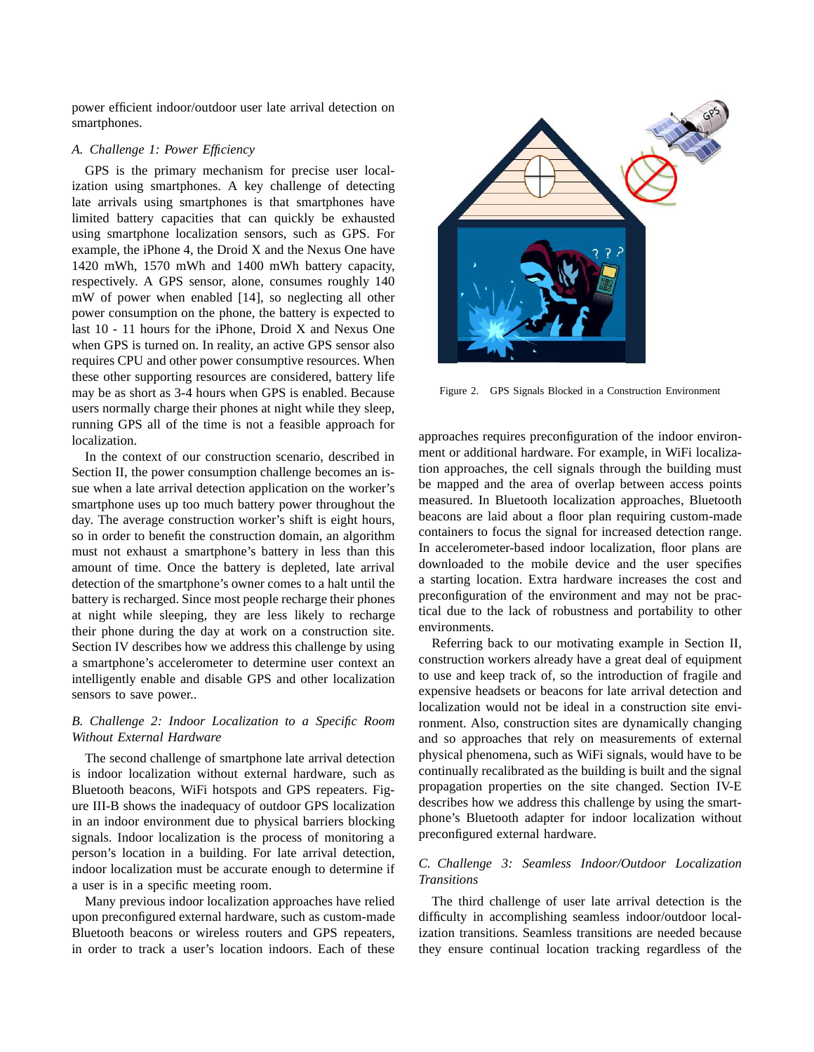power efficient indoor/outdoor user late arrival detection on smartphones.

### A. Challenge 1: Power Efficiency

GPS is the primary mechanism for precise user localization using smartphones. A key challenge of detecting late arrivals using smartphones is that smartphones have limited battery capacities that can quickly be exhausted using smartphone localization sensors, such as GPS. For example, the iPhone 4, the Droid X and the Nexus One have 1420 mWh, 1570 mWh and 1400 mWh battery capacity, respectively. A GPS sensor, alone, consumes roughly 140 mW of power when enabled [14], so neglecting all other power consumption on the phone, the battery is expected to last 10 - 11 hours for the iPhone, Droid X and Nexus One when GPS is turned on. In reality, an active GPS sensor also requires CPU and other power consumptive resources. When these other supporting resources are considered, battery life may be as short as 3-4 hours when GPS is enabled. Because users normally charge their phones at night while they sleep, running GPS all of the time is not a feasible approach for localization.

In the context of our construction scenario, described in Section II, the power consumption challenge becomes an issue when a late arrival detection application on the worker's smartphone uses up too much battery power throughout the day. The average construction worker's shift is eight hours, so in order to benefit the construction domain, an algorithm must not exhaust a smartphone's battery in less than this amount of time. Once the battery is depleted, late arrival detection of the smartphone's owner comes to a halt until the battery is recharged. Since most people recharge their phones at night while sleeping, they are less likely to recharge their phone during the day at work on a construction site. Section IV describes how we address this challenge by using a smartphone's accelerometer to determine user context an intelligently enable and disable GPS and other localization sensors to save power..

### B. Challenge 2: Indoor Localization to a Specific Room Without External Hardware

The second challenge of smartphone late arrival detection is indoor localization without external hardware, such as Bluetooth beacons, WiFi hotspots and GPS repeaters. Figure III-B shows the inadequacy of outdoor GPS localization in an indoor environment due to physical barriers blocking signals. Indoor localization is the process of monitoring a person's location in a building. For late arrival detection, indoor localization must be accurate enough to determine if a user is in a specific meeting room.

Many previous indoor localization approaches have relied upon preconfigured external hardware, such as custom-made Bluetooth beacons or wireless routers and GPS repeaters, in order to track a user's location indoors. Each of these approaches requires preconfiguration of the indoor environment or additional hardware. For example, in WiFi localization approaches, the cell signals through the building must be mapped and the area of overlap between access points measured. In Bluetooth localization approaches, Bluetooth beacons are laid about a floor plan requiring custom-made containers to focus the signal for increased detection range. In accelerometer-based indoor localization, floor plans are downloaded to the mobile device and the user specifies a starting location. Extra hardware increases the cost and preconfiguration of the environment and may not be practical due to the lack of robustness and portability to other environments.

Figure 2. GPS Signals Blocked in a Construction Environment

Referring back to our motivating example in Section II, construction workers already have a great deal of equipment to use and keep track of, so the introduction of fragile and expensive headsets or beacons for late arrival detection and localization would not be ideal in a construction site environment. Also, construction sites are dynamically changing and so approaches that rely on measurements of external physical phenomena, such as WiFi signals, would have to be continually recalibrated as the building is built and the signal propagation properties on the site changed. Section IV-E describes how we address this challenge by using the smartphone's Bluetooth adapter for indoor localization without preconfigured external hardware.

### C. Challenge 3: Seamless Indoor/Outdoor Localization Transitions

The third challenge of user late arrival detection is the difficulty in accomplishing seamless indoor/outdoor localization transitions. Seamless transitions are needed because they ensure continual location tracking regardless of the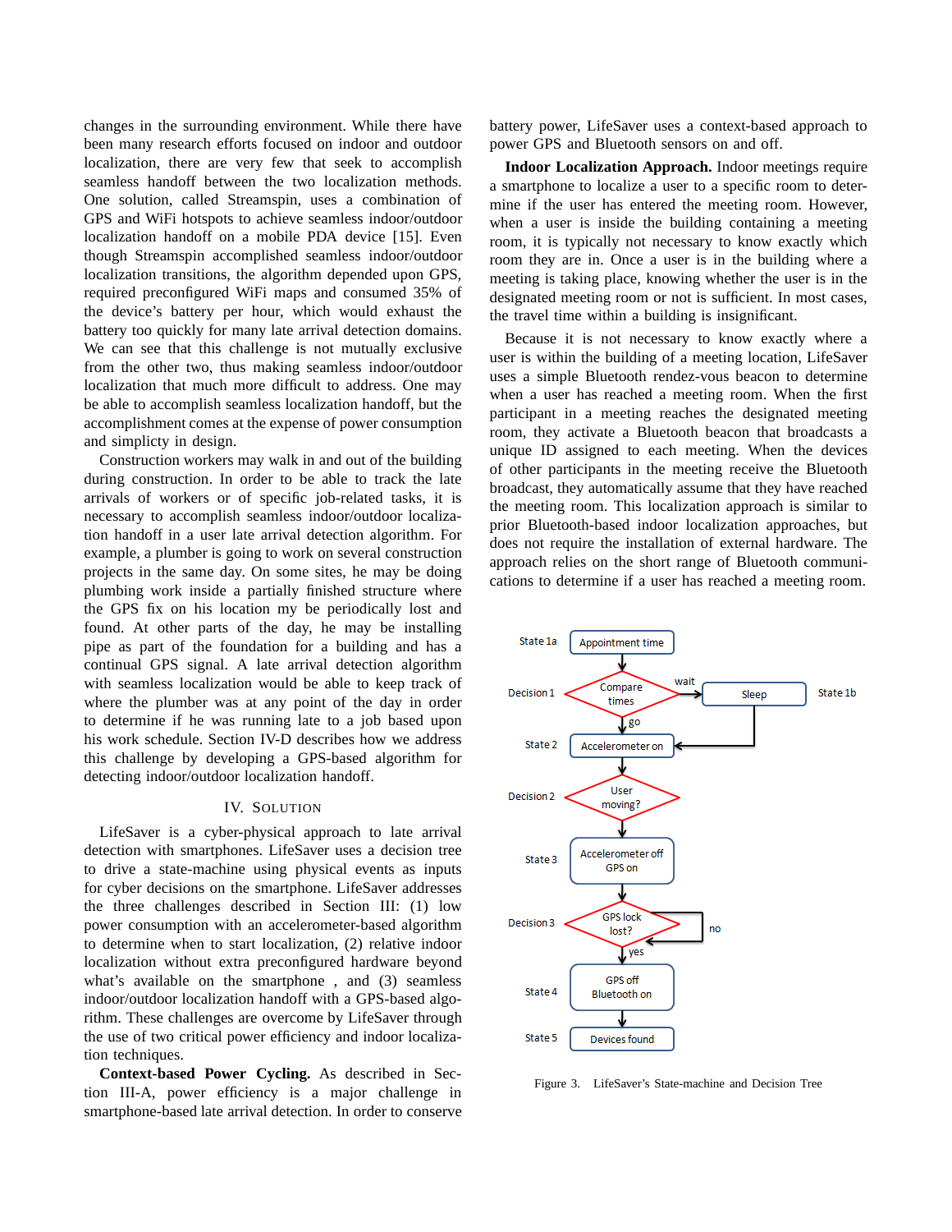changes in the surrounding environment. While there have been many research efforts focused on indoor and outdoor localization, there are very few that seek to accomplish seamless handoff between the two localization methods. One solution, called Streamspin, uses a combination of GPS and WiFi hotspots to achieve seamless indoor/outdoor localization handoff on a mobile PDA device [15]. Even though Streamspin accomplished seamless indoor/outdoor localization transitions, the algorithm depended upon GPS, required preconfigured WiFi maps and consumed 35% of the device's battery per hour, which would exhaust the battery too quickly for many late arrival detection domains. We can see that this challenge is not mutually exclusive from the other two, thus making seamless indoor/outdoor localization that much more difficult to address. One may be able to accomplish seamless localization handoff, but the accomplishment comes at the expense of power consumption and simplicity in design.

Construction workers may walk in and out of the building during construction. In order to be able to track the late arrivals of workers or of specific job-related tasks, it is necessary to accomplish seamless indoor/outdoor localization handoff in a user late arrival detection algorithm. For example, a plumber is going to work on several construction projects in the same day. On some sites, he may be doing plumbing work inside a partially finished structure where the GPS fix on his location my be periodically lost and found. At other parts of the day, he may be installing pipe as part of the foundation for a building and has a continual GPS signal. A late arrival detection algorithm with seamless localization would be able to keep track of where the plumber was at any point of the day in order to determine if he was running late to a job based upon his work schedule. Section IV-D describes how we address this challenge by developing a GPS-based algorithm for detecting indoor/outdoor localization handoff.

## IV. Solution

LifeSaver is a cyber-physical approach to late arrival detection with smartphones. LifeSaver uses a decision tree to drive a state-machine using physical events as inputs for cyber decisions on the smartphone. LifeSaver addresses the three challenges described in Section III: (1) low power consumption with an accelerometer-based algorithm to determine when to start localization, (2) relative indoor localization without extra preconfigured hardware beyond what's available on the smartphone , and (3) seamless indoor/outdoor localization handoff with a GPS-based algorithm. These challenges are overcome by LifeSaver through the use of two critical power efficiency and indoor localization techniques.

**Context-based Power Cycling.** As described in Section III-A, power efficiency is a major challenge in smartphone-based late arrival detection. In order to conserve battery power, LifeSaver uses a context-based approach to power GPS and Bluetooth sensors on and off.

**Indoor Localization Approach.** Indoor meetings require a smartphone to localize a user to a specific room to determine if the user has entered the meeting room. However, when a user is inside the building containing a meeting room, it is typically not necessary to know exactly which room they are in. Once a user is in the building where a meeting is taking place, knowing whether the user is in the designated meeting room or not is sufficient. In most cases, the travel time within a building is insignificant.

Because it is not necessary to know exactly where a user is within the building of a meeting location, LifeSaver uses a simple Bluetooth rendez-vous beacon to determine when a user has reached a meeting room. When the first participant in a meeting reaches the designated meeting room, they activate a Bluetooth beacon that broadcasts a unique ID assigned to each meeting. When the devices of other participants in the meeting receive the Bluetooth broadcast, they automatically assume that they have reached the meeting room. This localization approach is similar to prior Bluetooth-based indoor localization approaches, but does not require the installation of external hardware. The approach relies on the short range of Bluetooth communications to determine if a user has reached a meeting room.

State 1a
Appointment time
Decision 1
Compare times
wait
Sleep
State 1b
go
State 2
Accelerometer on
Decision 2
User moving?
State 3
Accelerometer off
GPS on
Decision 3
GPS lock lost?
no
yes
State 4
GPS off
Bluetooth on
State 5
Devices found

Figure 3. LifeSaver's State-machine and Decision Tree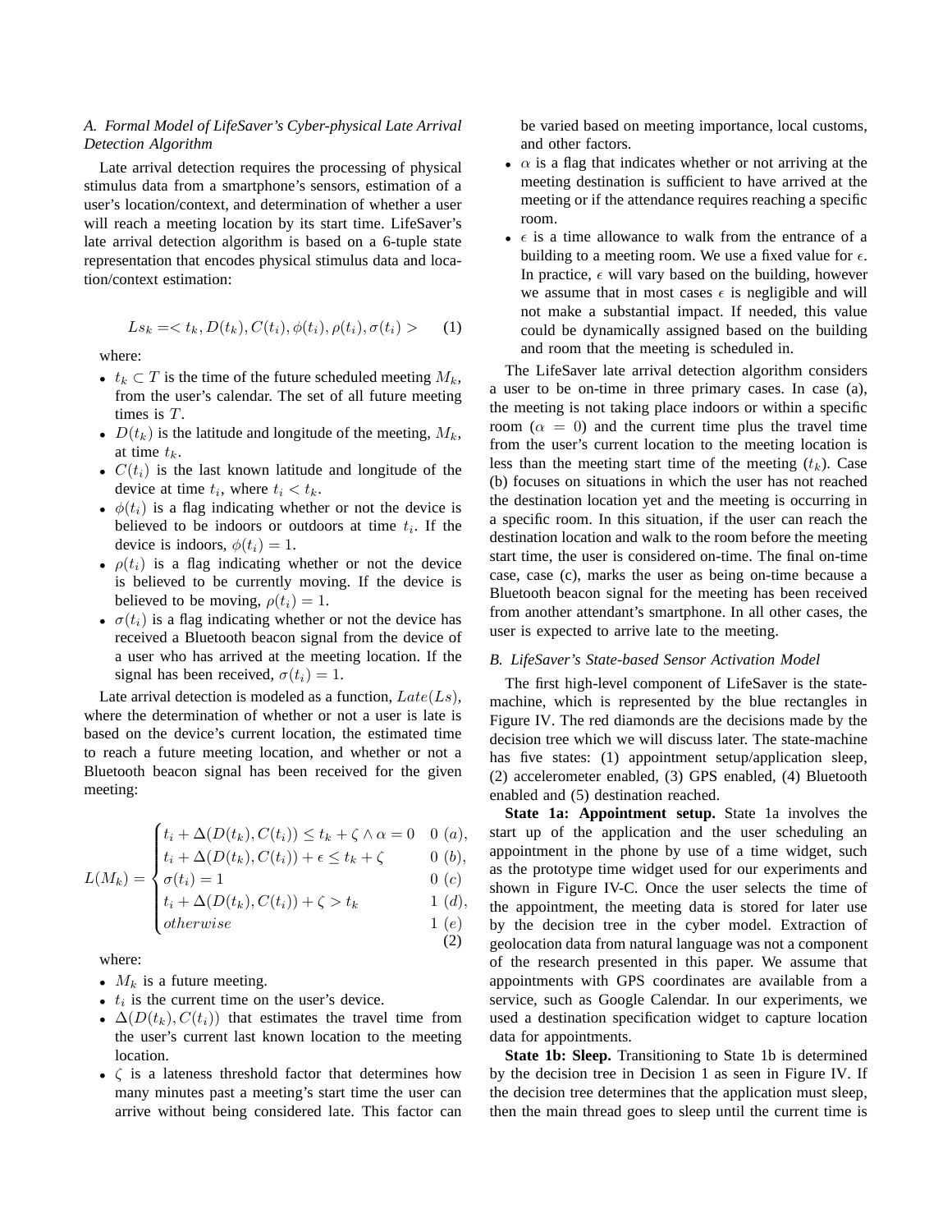### A. Formal Model of LifeSaver's Cyber-physical Late Arrival Detection Algorithm

Late arrival detection requires the processing of physical stimulus data from a smartphone's sensors, estimation of a user's location/context, and determination of whether a user will reach a meeting location by its start time. LifeSaver's late arrival detection algorithm is based on a 6-tuple state representation that encodes physical stimulus data and location/context estimation:

$$Ls_k = < t_k, D(t_k), C(t_i), \phi(t_i), \rho(t_i), \sigma(t_i) > \quad (1)$$

where:

- $t_k \subset T$ is the time of the future scheduled meeting $M_k$, from the user's calendar. The set of all future meeting times is $T$.
- $D(t_k)$ is the latitude and longitude of the meeting, $M_k$, at time $t_k$.
- $C(t_i)$ is the last known latitude and longitude of the device at time $t_i$, where $t_i < t_k$.
- $\phi(t_i)$ is a flag indicating whether or not the device is believed to be indoors or outdoors at time $t_i$. If the device is indoors, $\phi(t_i) = 1$.
- $\rho(t_i)$ is a flag indicating whether or not the device is believed to be currently moving. If the device is believed to be moving, $\rho(t_i) = 1$.
- $\sigma(t_i)$ is a flag indicating whether or not the device has received a Bluetooth beacon signal from the device of a user who has arrived at the meeting location. If the signal has been received, $\sigma(t_i) = 1$.

Late arrival detection is modeled as a function, $Late(Ls)$, where the determination of whether or not a user is late is based on the device's current location, the estimated time to reach a future meeting location, and whether or not a Bluetooth beacon signal has been received for the given meeting:

$$L(M_k) = \begin{cases} t_i + \Delta(D(t_k), C(t_i)) \leq t_k + \zeta \wedge \alpha = 0 & 0 \ (a), \\ t_i + \Delta(D(t_k), C(t_i)) + \epsilon \leq t_k + \zeta & 0 \ (b), \\ \sigma(t_i) = 1 & 0 \ (c) \\ t_i + \Delta(D(t_k), C(t_i)) + \zeta > t_k & 1 \ (d), \\ otherwise & 1 \ (e) \end{cases} \quad (2)$$

where:

- $M_k$ is a future meeting.
- $t_i$ is the current time on the user's device.
- $\Delta(D(t_k), C(t_i))$ that estimates the travel time from the user's current last known location to the meeting location.
- $\zeta$ is a lateness threshold factor that determines how many minutes past a meeting's start time the user can arrive without being considered late. This factor can be varied based on meeting importance, local customs, and other factors.
- $\alpha$ is a flag that indicates whether or not arriving at the meeting destination is sufficient to have arrived at the meeting or if the attendance requires reaching a specific room.
- $\epsilon$ is a time allowance to walk from the entrance of a building to a meeting room. We use a fixed value for $\epsilon$. In practice, $\epsilon$ will vary based on the building, however we assume that in most cases $\epsilon$ is negligible and will not make a substantial impact. If needed, this value could be dynamically assigned based on the building and room that the meeting is scheduled in.

The LifeSaver late arrival detection algorithm considers a user to be on-time in three primary cases. In case (a), the meeting is not taking place indoors or within a specific room ($\alpha = 0$) and the current time plus the travel time from the user's current location to the meeting location is less than the meeting start time of the meeting ($t_k$). Case (b) focuses on situations in which the user has not reached the destination location yet and the meeting is occurring in a specific room. In this situation, if the user can reach the destination location and walk to the room before the meeting start time, the user is considered on-time. The final on-time case, case (c), marks the user as being on-time because a Bluetooth beacon signal for the meeting has been received from another attendant's smartphone. In all other cases, the user is expected to arrive late to the meeting.

### B. LifeSaver's State-based Sensor Activation Model

The first high-level component of LifeSaver is the state-machine, which is represented by the blue rectangles in Figure IV. The red diamonds are the decisions made by the decision tree which we will discuss later. The state-machine has five states: (1) appointment setup/application sleep, (2) accelerometer enabled, (3) GPS enabled, (4) Bluetooth enabled and (5) destination reached.

**State 1a: Appointment setup.** State 1a involves the start up of the application and the user scheduling an appointment in the phone by use of a time widget, such as the prototype time widget used for our experiments and shown in Figure IV-C. Once the user selects the time of the appointment, the meeting data is stored for later use by the decision tree in the cyber model. Extraction of geolocation data from natural language was not a component of the research presented in this paper. We assume that appointments with GPS coordinates are available from a service, such as Google Calendar. In our experiments, we used a destination specification widget to capture location data for appointments.

**State 1b: Sleep.** Transitioning to State 1b is determined by the decision tree in Decision 1 as seen in Figure IV. If the decision tree determines that the application must sleep, then the main thread goes to sleep until the current time is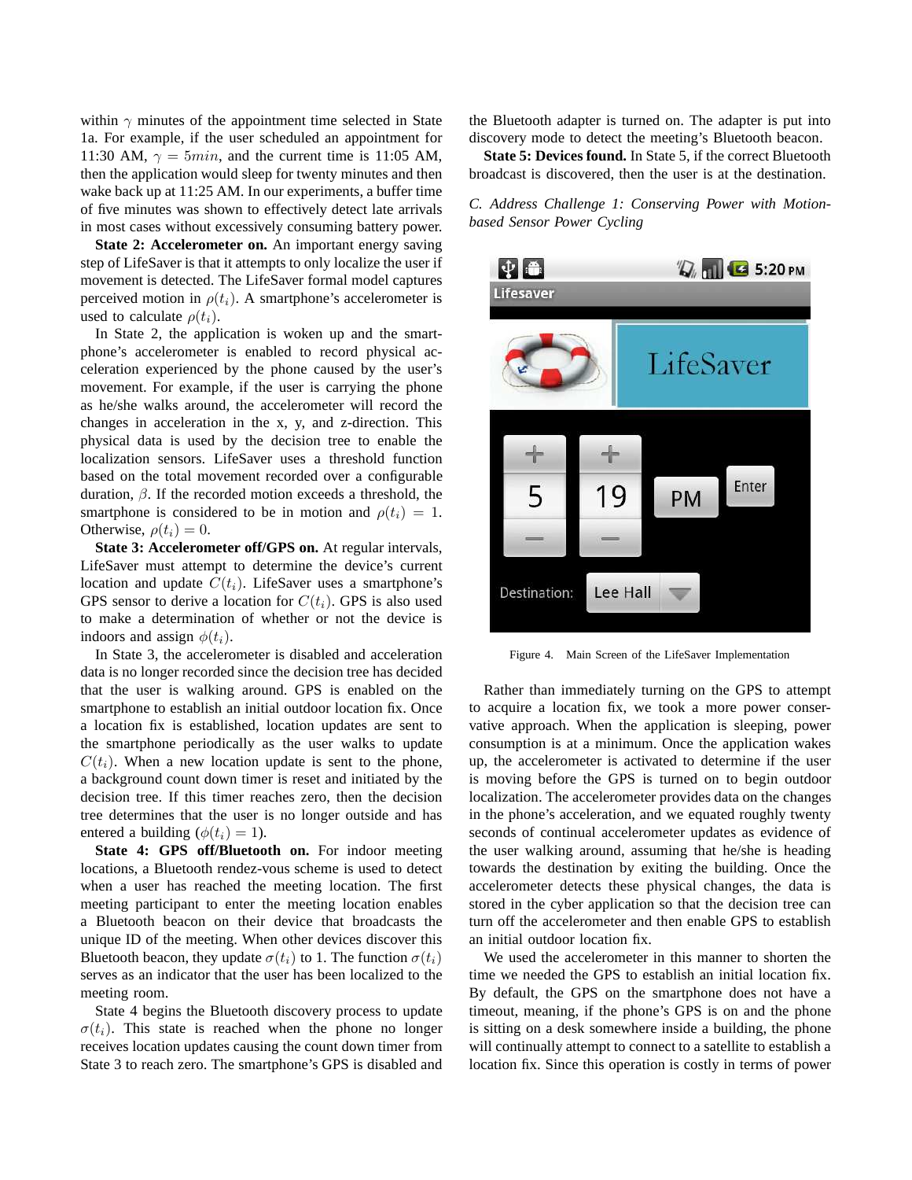within $\gamma$ minutes of the appointment time selected in State 1a. For example, if the user scheduled an appointment for 11:30 AM, $\gamma = 5min$, and the current time is 11:05 AM, then the application would sleep for twenty minutes and then wake back up at 11:25 AM. In our experiments, a buffer time of five minutes was shown to effectively detect late arrivals in most cases without excessively consuming battery power.

**State 2: Accelerometer on.** An important energy saving step of LifeSaver is that it attempts to only localize the user if movement is detected. The LifeSaver formal model captures perceived motion in $\rho(t_i)$. A smartphone's accelerometer is used to calculate $\rho(t_i)$.

In State 2, the application is woken up and the smartphone's accelerometer is enabled to record physical acceleration experienced by the phone caused by the user's movement. For example, if the user is carrying the phone as he/she walks around, the accelerometer will record the changes in acceleration in the x, y, and z-direction. This physical data is used by the decision tree to enable the localization sensors. LifeSaver uses a threshold function based on the total movement recorded over a configurable duration, $\beta$. If the recorded motion exceeds a threshold, the smartphone is considered to be in motion and $\rho(t_i) = 1$. Otherwise, $\rho(t_i) = 0$.

**State 3: Accelerometer off/GPS on.** At regular intervals, LifeSaver must attempt to determine the device's current location and update $C(t_i)$. LifeSaver uses a smartphone's GPS sensor to derive a location for $C(t_i)$. GPS is also used to make a determination of whether or not the device is indoors and assign $\phi(t_i)$.

In State 3, the accelerometer is disabled and acceleration data is no longer recorded since the decision tree has decided that the user is walking around. GPS is enabled on the smartphone to establish an initial outdoor location fix. Once a location fix is established, location updates are sent to the smartphone periodically as the user walks to update $C(t_i)$. When a new location update is sent to the phone, a background count down timer is reset and initiated by the decision tree. If this timer reaches zero, then the decision tree determines that the user is no longer outside and has entered a building ($\phi(t_i) = 1$).

**State 4: GPS off/Bluetooth on.** For indoor meeting locations, a Bluetooth rendez-vous scheme is used to detect when a user has reached the meeting location. The first meeting participant to enter the meeting location enables a Bluetooth beacon on their device that broadcasts the unique ID of the meeting. When other devices discover this Bluetooth beacon, they update $\sigma(t_i)$ to 1. The function $\sigma(t_i)$ serves as an indicator that the user has been localized to the meeting room.

State 4 begins the Bluetooth discovery process to update $\sigma(t_i)$. This state is reached when the phone no longer receives location updates causing the count down timer from State 3 to reach zero. The smartphone's GPS is disabled and the Bluetooth adapter is turned on. The adapter is put into discovery mode to detect the meeting's Bluetooth beacon.

**State 5: Devices found.** In State 5, if the correct Bluetooth broadcast is discovered, then the user is at the destination.

### *C. Address Challenge 1: Conserving Power with Motion-based Sensor Power Cycling*

Figure 4. Main Screen of the LifeSaver Implementation

Rather than immediately turning on the GPS to attempt to acquire a location fix, we took a more power conservative approach. When the application is sleeping, power consumption is at a minimum. Once the application wakes up, the accelerometer is activated to determine if the user is moving before the GPS is turned on to begin outdoor localization. The accelerometer provides data on the changes in the phone's acceleration, and we equated roughly twenty seconds of continual accelerometer updates as evidence of the user walking around, assuming that he/she is heading towards the destination by exiting the building. Once the accelerometer detects these physical changes, the data is stored in the cyber application so that the decision tree can turn off the accelerometer and then enable GPS to establish an initial outdoor location fix.

We used the accelerometer in this manner to shorten the time we needed the GPS to establish an initial location fix. By default, the GPS on the smartphone does not have a timeout, meaning, if the phone's GPS is on and the phone is sitting on a desk somewhere inside a building, the phone will continually attempt to connect to a satellite to establish a location fix. Since this operation is costly in terms of power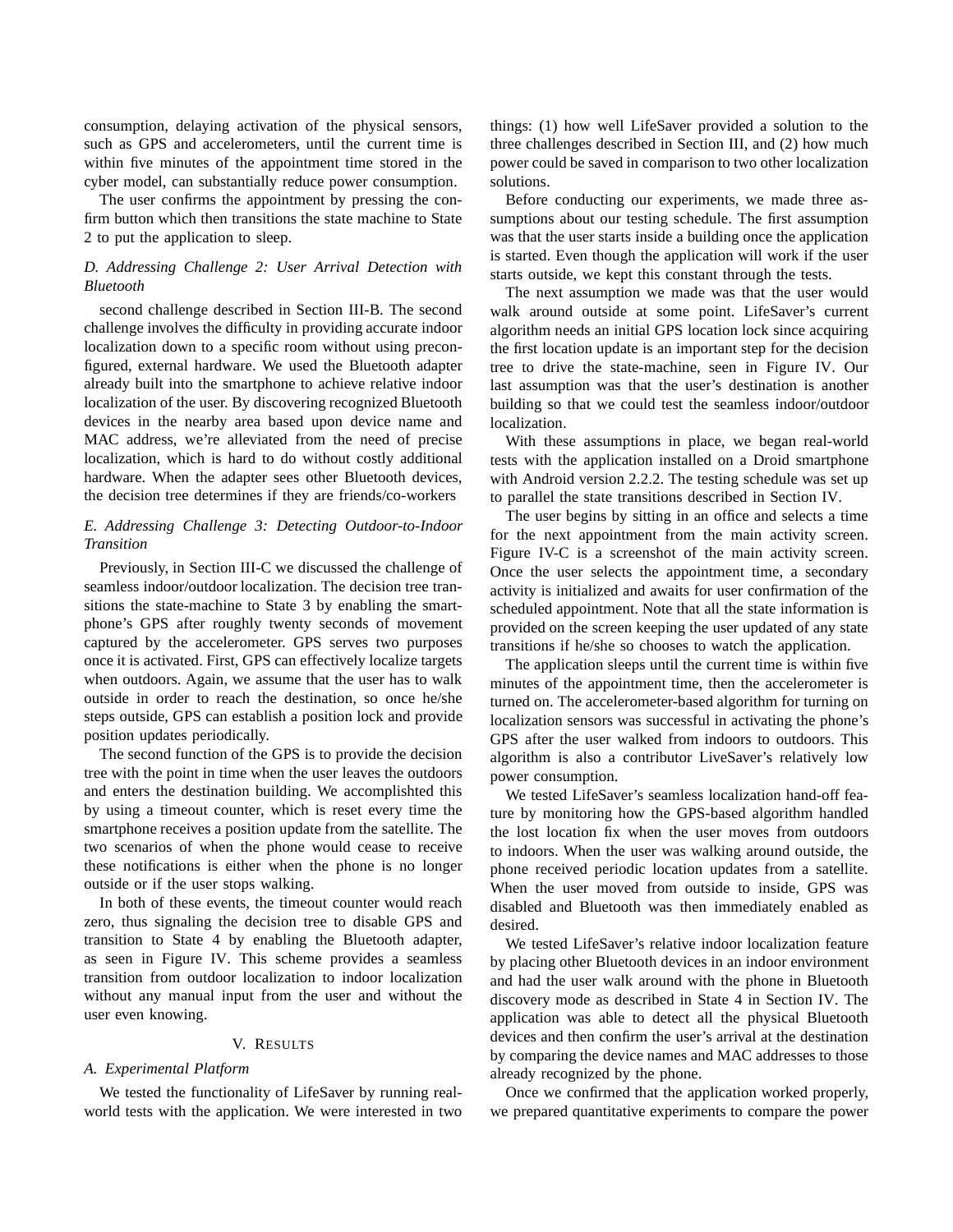consumption, delaying activation of the physical sensors, such as GPS and accelerometers, until the current time is within five minutes of the appointment time stored in the cyber model, can substantially reduce power consumption.

The user confirms the appointment by pressing the confirm button which then transitions the state machine to State 2 to put the application to sleep.

### D. Addressing Challenge 2: User Arrival Detection with Bluetooth

second challenge described in Section III-B. The second challenge involves the difficulty in providing accurate indoor localization down to a specific room without using preconfigured, external hardware. We used the Bluetooth adapter already built into the smartphone to achieve relative indoor localization of the user. By discovering recognized Bluetooth devices in the nearby area based upon device name and MAC address, we're alleviated from the need of precise localization, which is hard to do without costly additional hardware. When the adapter sees other Bluetooth devices, the decision tree determines if they are friends/co-workers

### E. Addressing Challenge 3: Detecting Outdoor-to-Indoor Transition

Previously, in Section III-C we discussed the challenge of seamless indoor/outdoor localization. The decision tree transitions the state-machine to State 3 by enabling the smartphone's GPS after roughly twenty seconds of movement captured by the accelerometer. GPS serves two purposes once it is activated. First, GPS can effectively localize targets when outdoors. Again, we assume that the user has to walk outside in order to reach the destination, so once he/she steps outside, GPS can establish a position lock and provide position updates periodically.

The second function of the GPS is to provide the decision tree with the point in time when the user leaves the outdoors and enters the destination building. We accomplishted this by using a timeout counter, which is reset every time the smartphone receives a position update from the satellite. The two scenarios of when the phone would cease to receive these notifications is either when the phone is no longer outside or if the user stops walking.

In both of these events, the timeout counter would reach zero, thus signaling the decision tree to disable GPS and transition to State 4 by enabling the Bluetooth adapter, as seen in Figure IV. This scheme provides a seamless transition from outdoor localization to indoor localization without any manual input from the user and without the user even knowing.

## V. Results

### A. Experimental Platform

We tested the functionality of LifeSaver by running real-world tests with the application. We were interested in two things: (1) how well LifeSaver provided a solution to the three challenges described in Section III, and (2) how much power could be saved in comparison to two other localization solutions.

Before conducting our experiments, we made three assumptions about our testing schedule. The first assumption was that the user starts inside a building once the application is started. Even though the application will work if the user starts outside, we kept this constant through the tests.

The next assumption we made was that the user would walk around outside at some point. LifeSaver's current algorithm needs an initial GPS location lock since acquiring the first location update is an important step for the decision tree to drive the state-machine, seen in Figure IV. Our last assumption was that the user's destination is another building so that we could test the seamless indoor/outdoor localization.

With these assumptions in place, we began real-world tests with the application installed on a Droid smartphone with Android version 2.2.2. The testing schedule was set up to parallel the state transitions described in Section IV.

The user begins by sitting in an office and selects a time for the next appointment from the main activity screen. Figure IV-C is a screenshot of the main activity screen. Once the user selects the appointment time, a secondary activity is initialized and awaits for user confirmation of the scheduled appointment. Note that all the state information is provided on the screen keeping the user updated of any state transitions if he/she so chooses to watch the application.

The application sleeps until the current time is within five minutes of the appointment time, then the accelerometer is turned on. The accelerometer-based algorithm for turning on localization sensors was successful in activating the phone's GPS after the user walked from indoors to outdoors. This algorithm is also a contributor LiveSaver's relatively low power consumption.

We tested LifeSaver's seamless localization hand-off feature by monitoring how the GPS-based algorithm handled the lost location fix when the user moves from outdoors to indoors. When the user was walking around outside, the phone received periodic location updates from a satellite. When the user moved from outside to inside, GPS was disabled and Bluetooth was then immediately enabled as desired.

We tested LifeSaver's relative indoor localization feature by placing other Bluetooth devices in an indoor environment and had the user walk around with the phone in Bluetooth discovery mode as described in State 4 in Section IV. The application was able to detect all the physical Bluetooth devices and then confirm the user's arrival at the destination by comparing the device names and MAC addresses to those already recognized by the phone.

Once we confirmed that the application worked properly, we prepared quantitative experiments to compare the power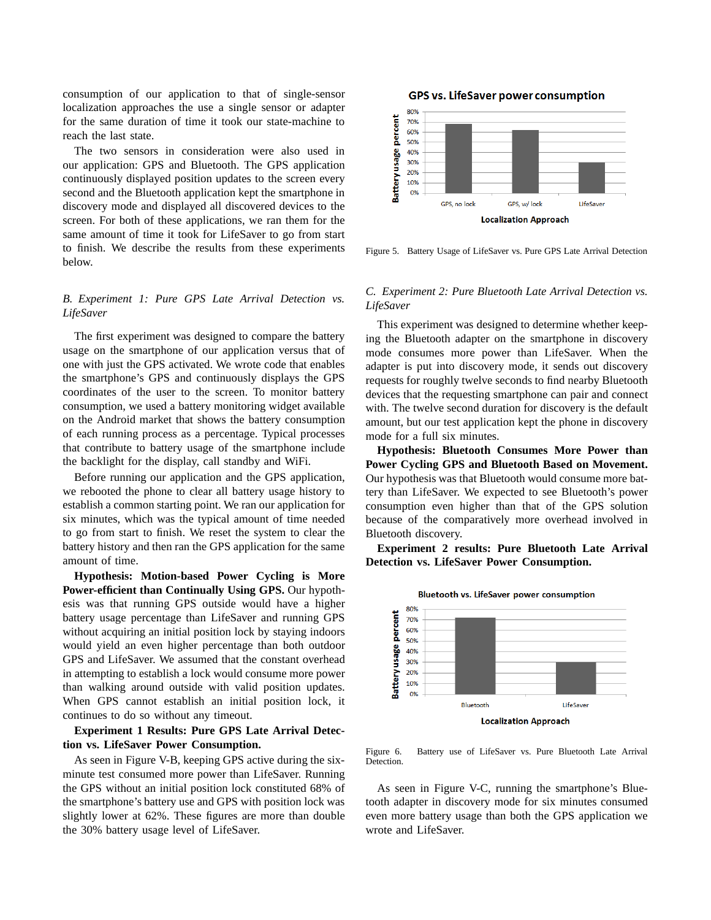consumption of our application to that of single-sensor localization approaches the use a single sensor or adapter for the same duration of time it took our state-machine to reach the last state.

The two sensors in consideration were also used in our application: GPS and Bluetooth. The GPS application continuously displayed position updates to the screen every second and the Bluetooth application kept the smartphone in discovery mode and displayed all discovered devices to the screen. For both of these applications, we ran them for the same amount of time it took for LifeSaver to go from start to finish. We describe the results from these experiments below.

### *B. Experiment 1: Pure GPS Late Arrival Detection vs. LifeSaver*

The first experiment was designed to compare the battery usage on the smartphone of our application versus that of one with just the GPS activated. We wrote code that enables the smartphone's GPS and continuously displays the GPS coordinates of the user to the screen. To monitor battery consumption, we used a battery monitoring widget available on the Android market that shows the battery consumption of each running process as a percentage. Typical processes that contribute to battery usage of the smartphone include the backlight for the display, call standby and WiFi.

Before running our application and the GPS application, we rebooted the phone to clear all battery usage history to establish a common starting point. We ran our application for six minutes, which was the typical amount of time needed to go from start to finish. We reset the system to clear the battery history and then ran the GPS application for the same amount of time.

**Hypothesis: Motion-based Power Cycling is More Power-efficient than Continually Using GPS.** Our hypothesis was that running GPS outside would have a higher battery usage percentage than LifeSaver and running GPS without acquiring an initial position lock by staying indoors would yield an even higher percentage than both outdoor GPS and LifeSaver. We assumed that the constant overhead in attempting to establish a lock would consume more power than walking around outside with valid position updates. When GPS cannot establish an initial position lock, it continues to do so without any timeout.

**Experiment 1 Results: Pure GPS Late Arrival Detection vs. LifeSaver Power Consumption.**

As seen in Figure V-B, keeping GPS active during the six-minute test consumed more power than LifeSaver. Running the GPS without an initial position lock constituted 68% of the smartphone's battery use and GPS with position lock was slightly lower at 62%. These figures are more than double the 30% battery usage level of LifeSaver.

Figure 5. Battery Usage of LifeSaver vs. Pure GPS Late Arrival Detection

### *C. Experiment 2: Pure Bluetooth Late Arrival Detection vs. LifeSaver*

This experiment was designed to determine whether keeping the Bluetooth adapter on the smartphone in discovery mode consumes more power than LifeSaver. When the adapter is put into discovery mode, it sends out discovery requests for roughly twelve seconds to find nearby Bluetooth devices that the requesting smartphone can pair and connect with. The twelve second duration for discovery is the default amount, but our test application kept the phone in discovery mode for a full six minutes.

**Hypothesis: Bluetooth Consumes More Power than Power Cycling GPS and Bluetooth Based on Movement.** Our hypothesis was that Bluetooth would consume more battery than LifeSaver. We expected to see Bluetooth's power consumption even higher than that of the GPS solution because of the comparatively more overhead involved in Bluetooth discovery.

**Experiment 2 results: Pure Bluetooth Late Arrival Detection vs. LifeSaver Power Consumption.**

Figure 6. Battery use of LifeSaver vs. Pure Bluetooth Late Arrival Detection.

As seen in Figure V-C, running the smartphone's Bluetooth adapter in discovery mode for six minutes consumed even more battery usage than both the GPS application we wrote and LifeSaver.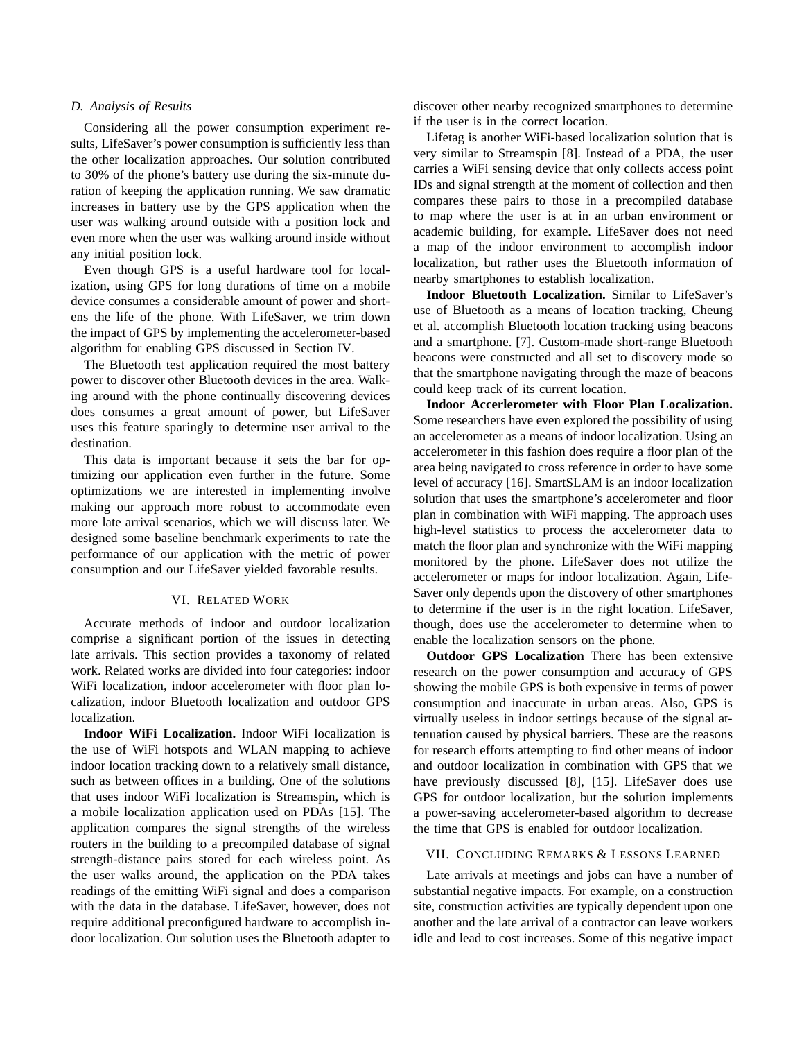### D. Analysis of Results

Considering all the power consumption experiment results, LifeSaver's power consumption is sufficiently less than the other localization approaches. Our solution contributed to 30% of the phone's battery use during the six-minute duration of keeping the application running. We saw dramatic increases in battery use by the GPS application when the user was walking around outside with a position lock and even more when the user was walking around inside without any initial position lock.

Even though GPS is a useful hardware tool for localization, using GPS for long durations of time on a mobile device consumes a considerable amount of power and shortens the life of the phone. With LifeSaver, we trim down the impact of GPS by implementing the accelerometer-based algorithm for enabling GPS discussed in Section IV.

The Bluetooth test application required the most battery power to discover other Bluetooth devices in the area. Walking around with the phone continually discovering devices does consumes a great amount of power, but LifeSaver uses this feature sparingly to determine user arrival to the destination.

This data is important because it sets the bar for optimizing our application even further in the future. Some optimizations we are interested in implementing involve making our approach more robust to accommodate even more late arrival scenarios, which we will discuss later. We designed some baseline benchmark experiments to rate the performance of our application with the metric of power consumption and our LifeSaver yielded favorable results.

## VI. Related Work

Accurate methods of indoor and outdoor localization comprise a significant portion of the issues in detecting late arrivals. This section provides a taxonomy of related work. Related works are divided into four categories: indoor WiFi localization, indoor accelerometer with floor plan localization, indoor Bluetooth localization and outdoor GPS localization.

**Indoor WiFi Localization.** Indoor WiFi localization is the use of WiFi hotspots and WLAN mapping to achieve indoor location tracking down to a relatively small distance, such as between offices in a building. One of the solutions that uses indoor WiFi localization is Streamspin, which is a mobile localization application used on PDAs [15]. The application compares the signal strengths of the wireless routers in the building to a precompiled database of signal strength-distance pairs stored for each wireless point. As the user walks around, the application on the PDA takes readings of the emitting WiFi signal and does a comparison with the data in the database. LifeSaver, however, does not require additional preconfigured hardware to accomplish indoor localization. Our solution uses the Bluetooth adapter to discover other nearby recognized smartphones to determine if the user is in the correct location.

Lifetag is another WiFi-based localization solution that is very similar to Streamspin [8]. Instead of a PDA, the user carries a WiFi sensing device that only collects access point IDs and signal strength at the moment of collection and then compares these pairs to those in a precompiled database to map where the user is at in an urban environment or academic building, for example. LifeSaver does not need a map of the indoor environment to accomplish indoor localization, but rather uses the Bluetooth information of nearby smartphones to establish localization.

**Indoor Bluetooth Localization.** Similar to LifeSaver's use of Bluetooth as a means of location tracking, Cheung et al. accomplish Bluetooth location tracking using beacons and a smartphone. [7]. Custom-made short-range Bluetooth beacons were constructed and all set to discovery mode so that the smartphone navigating through the maze of beacons could keep track of its current location.

**Indoor Accerlerometer with Floor Plan Localization.** Some researchers have even explored the possibility of using an accelerometer as a means of indoor localization. Using an accelerometer in this fashion does require a floor plan of the area being navigated to cross reference in order to have some level of accuracy [16]. SmartSLAM is an indoor localization solution that uses the smartphone's accelerometer and floor plan in combination with WiFi mapping. The approach uses high-level statistics to process the accelerometer data to match the floor plan and synchronize with the WiFi mapping monitored by the phone. LifeSaver does not utilize the accelerometer or maps for indoor localization. Again, LifeSaver only depends upon the discovery of other smartphones to determine if the user is in the right location. LifeSaver, though, does use the accelerometer to determine when to enable the localization sensors on the phone.

**Outdoor GPS Localization** There has been extensive research on the power consumption and accuracy of GPS showing the mobile GPS is both expensive in terms of power consumption and inaccurate in urban areas. Also, GPS is virtually useless in indoor settings because of the signal attenuation caused by physical barriers. These are the reasons for research efforts attempting to find other means of indoor and outdoor localization in combination with GPS that we have previously discussed [8], [15]. LifeSaver does use GPS for outdoor localization, but the solution implements a power-saving accelerometer-based algorithm to decrease the time that GPS is enabled for outdoor localization.

## VII. Concluding Remarks & Lessons Learned

Late arrivals at meetings and jobs can have a number of substantial negative impacts. For example, on a construction site, construction activities are typically dependent upon one another and the late arrival of a contractor can leave workers idle and lead to cost increases. Some of this negative impact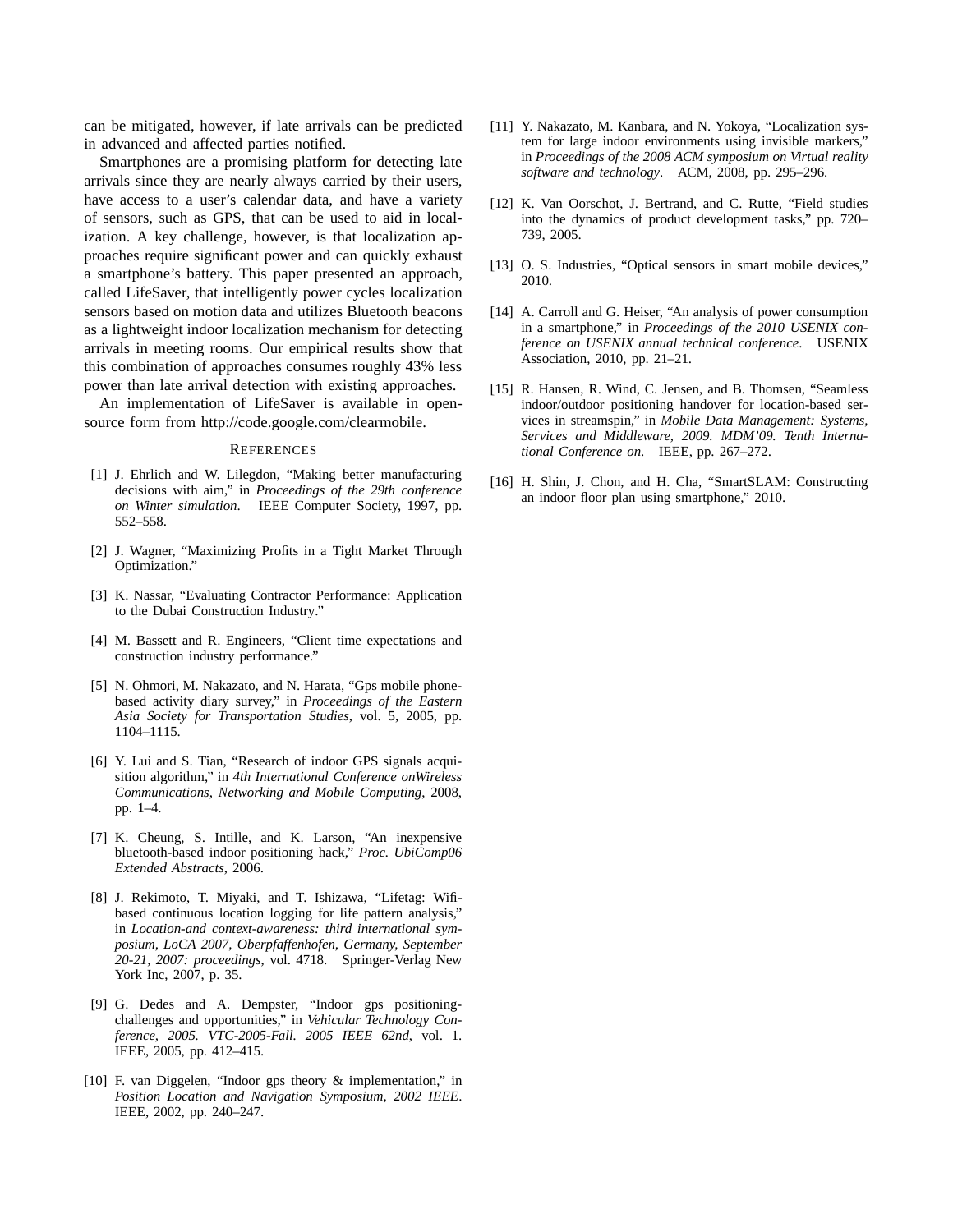can be mitigated, however, if late arrivals can be predicted in advanced and affected parties notified.

Smartphones are a promising platform for detecting late arrivals since they are nearly always carried by their users, have access to a user's calendar data, and have a variety of sensors, such as GPS, that can be used to aid in localization. A key challenge, however, is that localization approaches require significant power and can quickly exhaust a smartphone's battery. This paper presented an approach, called LifeSaver, that intelligently power cycles localization sensors based on motion data and utilizes Bluetooth beacons as a lightweight indoor localization mechanism for detecting arrivals in meeting rooms. Our empirical results show that this combination of approaches consumes roughly 43% less power than late arrival detection with existing approaches.

An implementation of LifeSaver is available in open-source form from http://code.google.com/clearmobile.

## References

[1] J. Ehrlich and W. Lilegdon, "Making better manufacturing decisions with aim," in *Proceedings of the 29th conference on Winter simulation*. IEEE Computer Society, 1997, pp. 552–558.

[2] J. Wagner, "Maximizing Profits in a Tight Market Through Optimization."

[3] K. Nassar, "Evaluating Contractor Performance: Application to the Dubai Construction Industry."

[4] M. Bassett and R. Engineers, "Client time expectations and construction industry performance."

[5] N. Ohmori, M. Nakazato, and N. Harata, "Gps mobile phone-based activity diary survey," in *Proceedings of the Eastern Asia Society for Transportation Studies*, vol. 5, 2005, pp. 1104–1115.

[6] Y. Lui and S. Tian, "Research of indoor GPS signals acquisition algorithm," in *4th International Conference onWireless Communications, Networking and Mobile Computing*, 2008, pp. 1–4.

[7] K. Cheung, S. Intille, and K. Larson, "An inexpensive bluetooth-based indoor positioning hack," *Proc. UbiComp06 Extended Abstracts*, 2006.

[8] J. Rekimoto, T. Miyaki, and T. Ishizawa, "Lifetag: Wifi-based continuous location logging for life pattern analysis," in *Location-and context-awareness: third international symposium, LoCA 2007, Oberpfaffenhofen, Germany, September 20-21, 2007: proceedings*, vol. 4718. Springer-Verlag New York Inc, 2007, p. 35.

[9] G. Dedes and A. Dempster, "Indoor gps positioning-challenges and opportunities," in *Vehicular Technology Conference, 2005. VTC-2005-Fall. 2005 IEEE 62nd*, vol. 1. IEEE, 2005, pp. 412–415.

[10] F. van Diggelen, "Indoor gps theory & implementation," in *Position Location and Navigation Symposium, 2002 IEEE*. IEEE, 2002, pp. 240–247.

[11] Y. Nakazato, M. Kanbara, and N. Yokoya, "Localization system for large indoor environments using invisible markers," in *Proceedings of the 2008 ACM symposium on Virtual reality software and technology*. ACM, 2008, pp. 295–296.

[12] K. Van Oorschot, J. Bertrand, and C. Rutte, "Field studies into the dynamics of product development tasks," pp. 720–739, 2005.

[13] O. S. Industries, "Optical sensors in smart mobile devices," 2010.

[14] A. Carroll and G. Heiser, "An analysis of power consumption in a smartphone," in *Proceedings of the 2010 USENIX conference on USENIX annual technical conference*. USENIX Association, 2010, pp. 21–21.

[15] R. Hansen, R. Wind, C. Jensen, and B. Thomsen, "Seamless indoor/outdoor positioning handover for location-based services in streamspin," in *Mobile Data Management: Systems, Services and Middleware, 2009. MDM'09. Tenth International Conference on*. IEEE, pp. 267–272.

[16] H. Shin, J. Chon, and H. Cha, "SmartSLAM: Constructing an indoor floor plan using smartphone," 2010.